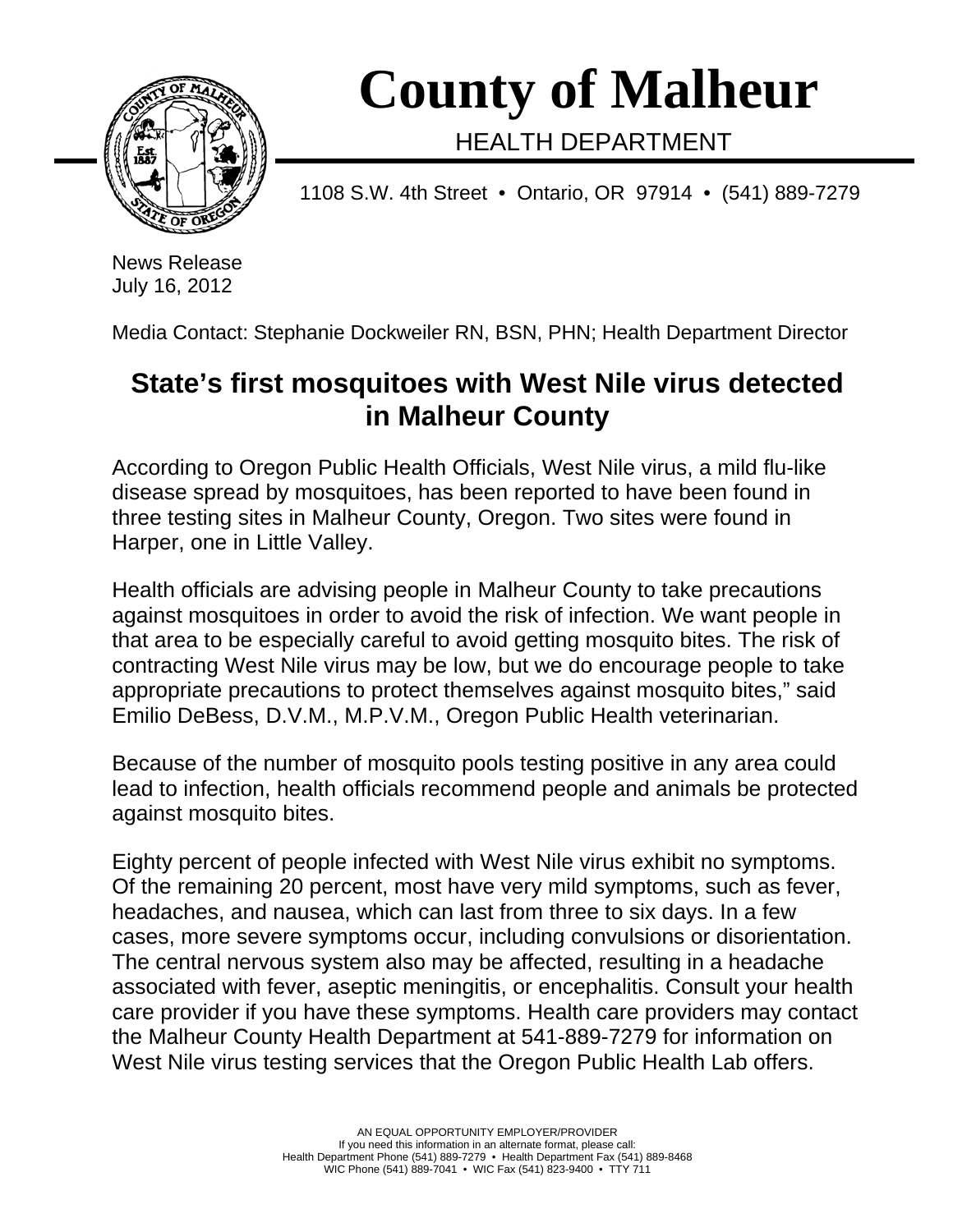# County of Malheur

HEALTH DEPARTMENT

1108 S.W. 4th Street • Ontario, OR 97914 • (541) 889-7279

News Release
July 16, 2012

Media Contact: Stephanie Dockweiler RN, BSN, PHN; Health Department Director

## State's first mosquitoes with West Nile virus detected in Malheur County

According to Oregon Public Health Officials, West Nile virus, a mild flu-like disease spread by mosquitoes, has been reported to have been found in three testing sites in Malheur County, Oregon. Two sites were found in Harper, one in Little Valley.

Health officials are advising people in Malheur County to take precautions against mosquitoes in order to avoid the risk of infection. We want people in that area to be especially careful to avoid getting mosquito bites. The risk of contracting West Nile virus may be low, but we do encourage people to take appropriate precautions to protect themselves against mosquito bites," said Emilio DeBess, D.V.M., M.P.V.M., Oregon Public Health veterinarian.

Because of the number of mosquito pools testing positive in any area could lead to infection, health officials recommend people and animals be protected against mosquito bites.

Eighty percent of people infected with West Nile virus exhibit no symptoms. Of the remaining 20 percent, most have very mild symptoms, such as fever, headaches, and nausea, which can last from three to six days. In a few cases, more severe symptoms occur, including convulsions or disorientation. The central nervous system also may be affected, resulting in a headache associated with fever, aseptic meningitis, or encephalitis. Consult your health care provider if you have these symptoms. Health care providers may contact the Malheur County Health Department at 541-889-7279 for information on West Nile virus testing services that the Oregon Public Health Lab offers.

AN EQUAL OPPORTUNITY EMPLOYER/PROVIDER
If you need this information in an alternate format, please call:
Health Department Phone (541) 889-7279 • Health Department Fax (541) 889-8468
WIC Phone (541) 889-7041 • WIC Fax (541) 823-9400 • TTY 711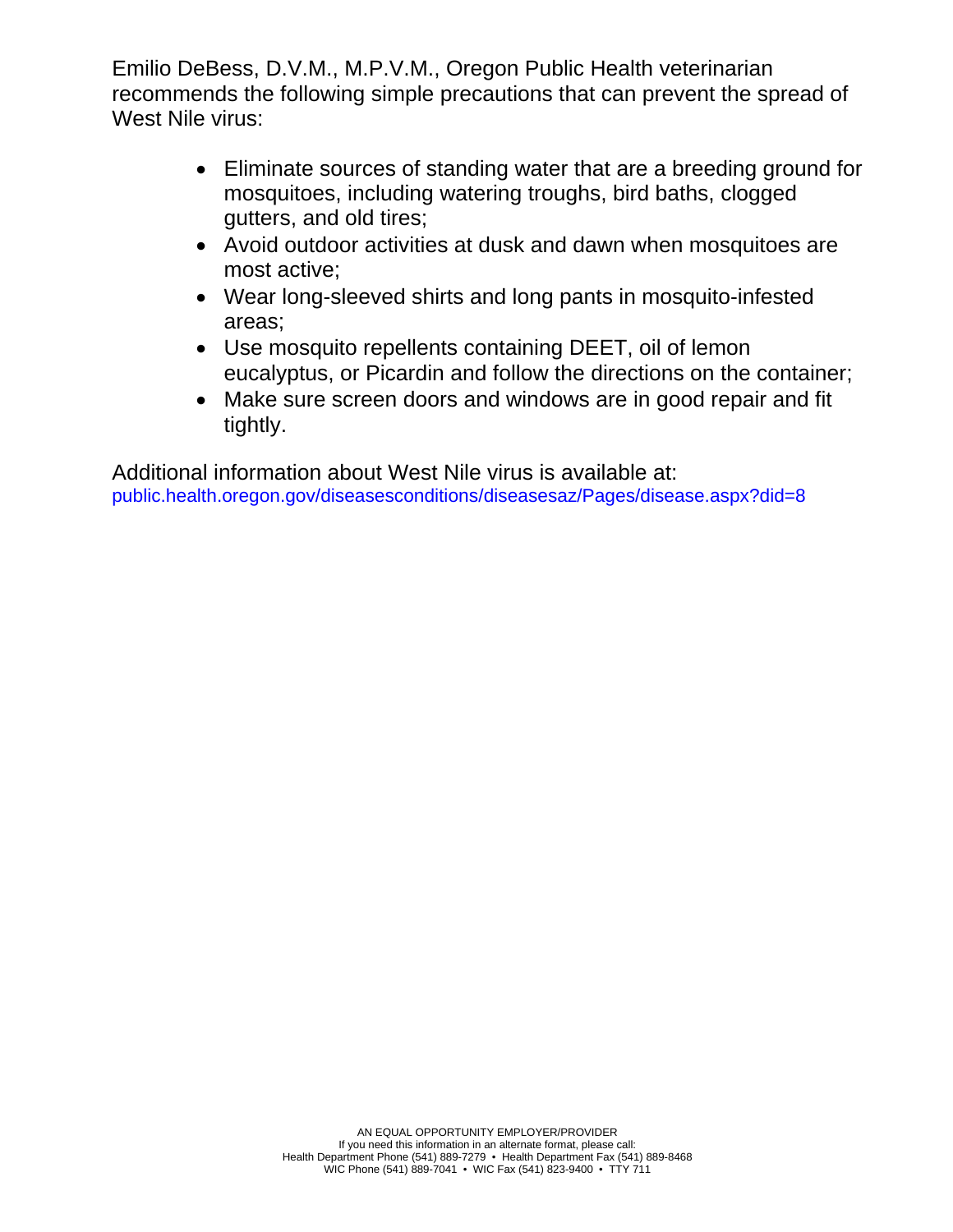Emilio DeBess, D.V.M., M.P.V.M., Oregon Public Health veterinarian recommends the following simple precautions that can prevent the spread of West Nile virus:

- Eliminate sources of standing water that are a breeding ground for mosquitoes, including watering troughs, bird baths, clogged gutters, and old tires;
- Avoid outdoor activities at dusk and dawn when mosquitoes are most active;
- Wear long-sleeved shirts and long pants in mosquito-infested areas;
- Use mosquito repellents containing DEET, oil of lemon eucalyptus, or Picardin and follow the directions on the container;
- Make sure screen doors and windows are in good repair and fit tightly.

Additional information about West Nile virus is available at:
public.health.oregon.gov/diseasesconditions/diseasesaz/Pages/disease.aspx?did=8